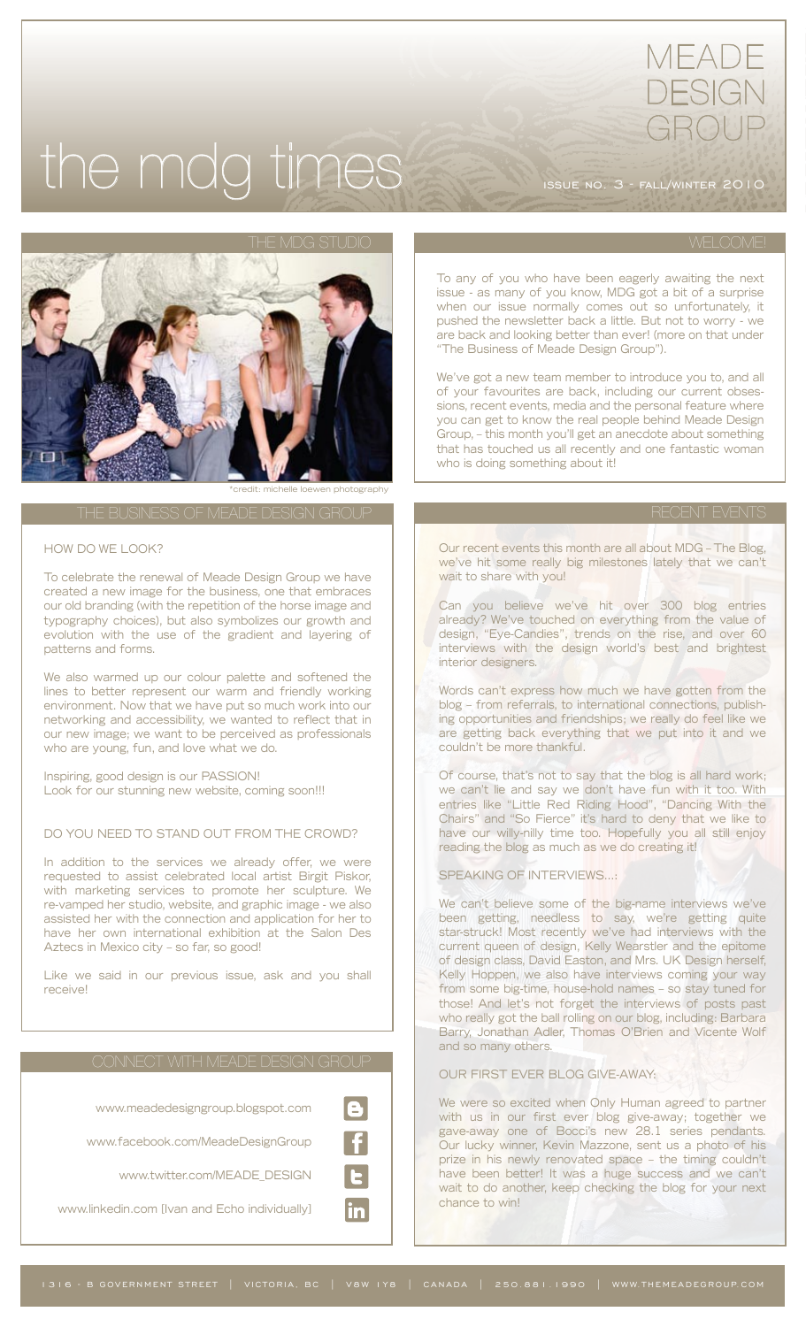# the mdg times

MEADE DESIGN GROUP

ISSUE NO. 3 - FALL/WINTER 2010

## THE MDG STUDIO

*credit: michelle loewen photography

## WELCOME!

To any of you who have been eagerly awaiting the next issue - as many of you know, MDG got a bit of a surprise when our issue normally comes out so unfortunately, it pushed the newsletter back a little. But not to worry - we are back and looking better than ever! (more on that under "The Business of Meade Design Group").

We've got a new team member to introduce you to, and all of your favourites are back, including our current obsessions, recent events, media and the personal feature where you can get to know the real people behind Meade Design Group, – this month you'll get an anecdote about something that has touched us all recently and one fantastic woman who is doing something about it!

## THE BUSINESS OF MEADE DESIGN GROUP

### HOW DO WE LOOK?

To celebrate the renewal of Meade Design Group we have created a new image for the business, one that embraces our old branding (with the repetition of the horse image and typography choices), but also symbolizes our growth and evolution with the use of the gradient and layering of patterns and forms.

We also warmed up our colour palette and softened the lines to better represent our warm and friendly working environment. Now that we have put so much work into our networking and accessibility, we wanted to reflect that in our new image; we want to be perceived as professionals who are young, fun, and love what we do.

Inspiring, good design is our PASSION!
Look for our stunning new website, coming soon!!!

### DO YOU NEED TO STAND OUT FROM THE CROWD?

In addition to the services we already offer, we were requested to assist celebrated local artist Birgit Piskor, with marketing services to promote her sculpture. We re-vamped her studio, website, and graphic image - we also assisted her with the connection and application for her to have her own international exhibition at the Salon Des Aztecs in Mexico city – so far, so good!

Like we said in our previous issue, ask and you shall receive!

## RECENT EVENTS

Our recent events this month are all about MDG – The Blog, we've hit some really big milestones lately that we can't wait to share with you!

Can you believe we've hit over 300 blog entries already? We've touched on everything from the value of design, "Eye-Candies", trends on the rise, and over 60 interviews with the design world's best and brightest interior designers.

Words can't express how much we have gotten from the blog – from referrals, to international connections, publishing opportunities and friendships; we really do feel like we are getting back everything that we put into it and we couldn't be more thankful.

Of course, that's not to say that the blog is all hard work; we can't lie and say we don't have fun with it too. With entries like "Little Red Riding Hood", "Dancing With the Chairs" and "So Fierce" it's hard to deny that we like to have our willy-nilly time too. Hopefully you all still enjoy reading the blog as much as we do creating it!

### SPEAKING OF INTERVIEWS...:

We can't believe some of the big-name interviews we've been getting, needless to say, we're getting quite star-struck! Most recently we've had interviews with the current queen of design, Kelly Wearstler and the epitome of design class, David Easton, and Mrs. UK Design herself, Kelly Hoppen, we also have interviews coming your way from some big-time, house-hold names – so stay tuned for those! And let's not forget the interviews of posts past who really got the ball rolling on our blog, including: Barbara Barry, Jonathan Adler, Thomas O'Brien and Vicente Wolf and so many others.

### OUR FIRST EVER BLOG GIVE-AWAY:

We were so excited when Only Human agreed to partner with us in our first ever blog give-away; together we gave-away one of Bocci's new 28.1 series pendants. Our lucky winner, Kevin Mazzone, sent us a photo of his prize in his newly renovated space – the timing couldn't have been better! It was a huge success and we can't wait to do another, keep checking the blog for your next chance to win!

## CONNECT WITH MEADE DESIGN GROUP

- www.meadedesigngroup.blogspot.com
- www.facebook.com/MeadeDesignGroup
- www.twitter.com/MEADE_DESIGN
- www.linkedin.com [Ivan and Echo individually]

1316 - B GOVERNMENT STREET | VICTORIA, BC | V8W 1Y8 | CANADA | 250.881.1990 | WWW.THEMEADEGROUP.COM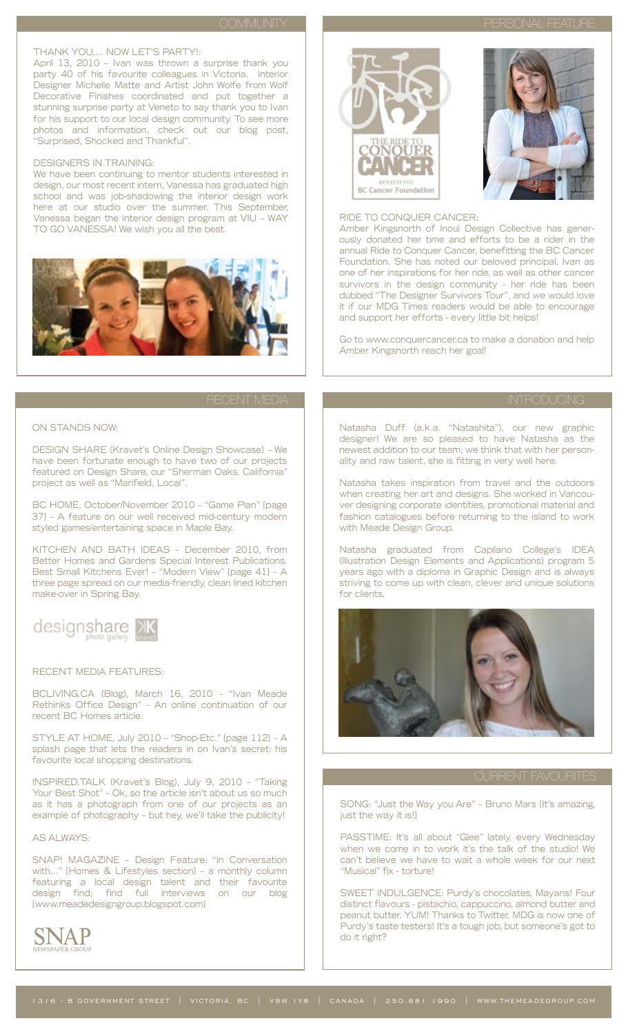## COMMUNITY

THANK YOU,... NOW LET'S PARTY!:
April 13, 2010 – Ivan was thrown a surprise thank you party 40 of his favourite colleagues in Victoria. Interior Designer Michelle Matte and Artist John Wolfe from Wolf Decorative Finishes coordinated and put together a stunning surprise party at Veneto to say thank you to Ivan for his support to our local design community. To see more photos and information, check out our blog post, "Surprised, Shocked and Thankful".

DESIGNERS IN TRAINING:
We have been continuing to mentor students interested in design, our most recent intern, Vanessa has graduated high school and was job-shadowing the interior design work here at our studio over the summer. This September, Vanessa began the interior design program at VIU – WAY TO GO VANESSA! We wish you all the best.

## PERSONAL FEATURE

THE RIDE TO CONQUER CANCER
BENEFITING BC Cancer Foundation

RIDE TO CONQUER CANCER:
Amber Kingsnorth of Inoui Design Collective has generously donated her time and efforts to be a rider in the annual Ride to Conquer Cancer, benefitting the BC Cancer Foundation. She has noted our beloved principal, Ivan as one of her inspirations for her ride, as well as other cancer survivors in the design community - her ride has been dubbed "The Designer Survivors Tour", and we would love it if our MDG Times readers would be able to encourage and support her efforts - every little bit helps!

Go to www.conquercancer.ca to make a donation and help Amber Kingsnorth reach her goal!

## RECENT MEDIA

ON STANDS NOW:

DESIGN SHARE (Kravet's Online Design Showcase) – We have been fortunate enough to have two of our projects featured on Design Share, our "Sherman Oaks, California" project as well as "Marifield, Local".

BC HOME, October/November 2010 – "Game Plan" [page 37] – A feature on our well received mid-century modern styled games/entertaining space in Maple Bay.

KITCHEN AND BATH IDEAS – December 2010, from Better Homes and Gardens Special Interest Publications. Best Small Kitchens Ever! – "Modern View" [page 41] – A three page spread on our media-friendly, clean lined kitchen make-over in Spring Bay.

designshare photo gallery kravet

RECENT MEDIA FEATURES:

BCLIVING.CA (Blog), March 16, 2010 – "Ivan Meade Rethinks Office Design" – An online continuation of our recent BC Homes article.

STYLE AT HOME, July 2010 – "Shop-Etc." [page 112] – A splash page that lets the readers in on Ivan's secret: his favourite local shopping destinations.

INSPIRED.TALK (Kravet's Blog), July 9, 2010 – "Taking Your Best Shot" – Ok, so the article isn't about us so much as it has a photograph from one of our projects as an example of photography – but hey, we'll take the publicity!

AS ALWAYS:

SNAP! MAGAZINE – Design Feature: "In Conversation with..." [Homes & Lifestyles section] – a monthly column featuring a local design talent and their favourite design find; find full interviews on our blog [www.meadedesigngroup.blogspot.com]

SNAP NEWSPAPER GROUP

## INTRODUCING...

Natasha Duff (a.k.a. "Natashita"), our new graphic designer! We are so pleased to have Natasha as the newest addition to our team; we think that with her personality and raw talent, she is fitting in very well here.

Natasha takes inspiration from travel and the outdoors when creating her art and designs. She worked in Vancouver designing corporate identities, promotional material and fashion catalogues before returning to the island to work with Meade Design Group.

Natasha graduated from Capilano College's IDEA (Illustration Design Elements and Applications) program 5 years ago with a diploma in Graphic Design and is always striving to come up with clean, clever and unique solutions for clients.

## CURRENT FAVOURITES

SONG: "Just the Way you Are" – Bruno Mars [It's amazing, just the way it is!]

PASSTIME: It's all about "Glee" lately, every Wednesday when we come in to work it's the talk of the studio! We can't believe we have to wait a whole week for our next "Musical" fix - torture!

SWEET INDULGENCE: Purdy's chocolates, Mayans! Four distinct flavours - pistachio, cappuccino, almond butter and peanut butter. YUM! Thanks to Twitter, MDG is now one of Purdy's taste testers! It's a tough job, but someone's got to do it right?

1316 - B GOVERNMENT STREET | VICTORIA, BC | V8W 1Y8 | CANADA | 250.881.1990 | WWW.THEMEADEGROUP.COM